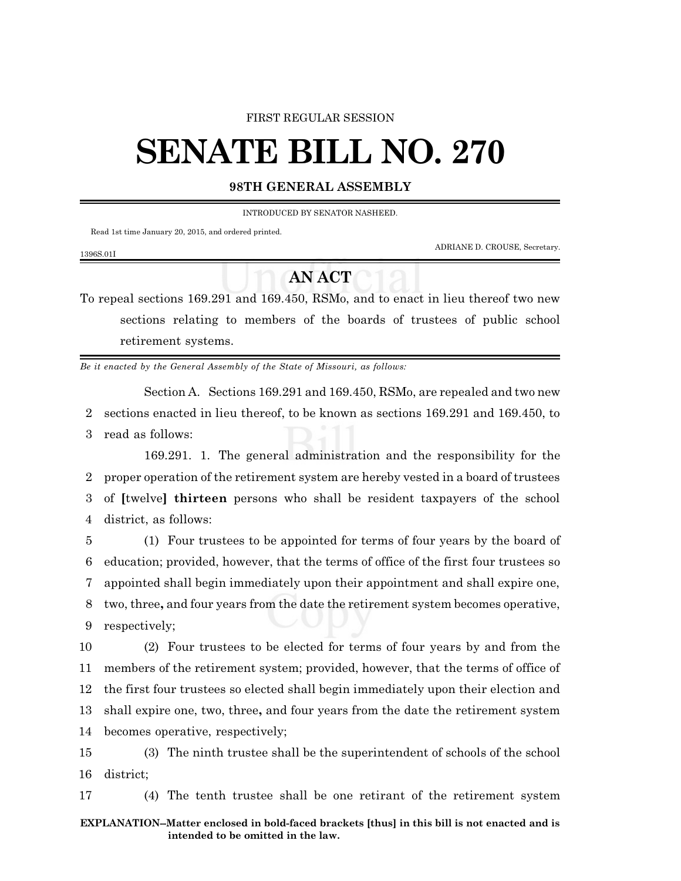FIRST REGULAR SESSION

# SENATE BILL NO. 270

**98TH GENERAL ASSEMBLY**

INTRODUCED BY SENATOR NASHEED.

Read 1st time January 20, 2015, and ordered printed.

ADRIANE D. CROUSE, Secretary.

1396S.01I

## AN ACT

To repeal sections 169.291 and 169.450, RSMo, and to enact in lieu thereof two new sections relating to members of the boards of trustees of public school retirement systems.

*Be it enacted by the General Assembly of the State of Missouri, as follows:*

Section A. Sections 169.291 and 169.450, RSMo, are repealed and two new sections enacted in lieu thereof, to be known as sections 169.291 and 169.450, to read as follows:

169.291. 1. The general administration and the responsibility for the proper operation of the retirement system are hereby vested in a board of trustees of **[**twelve**]** **thirteen** persons who shall be resident taxpayers of the school district, as follows:

(1) Four trustees to be appointed for terms of four years by the board of education; provided, however, that the terms of office of the first four trustees so appointed shall begin immediately upon their appointment and shall expire one, two, three**,** and four years from the date the retirement system becomes operative, respectively;

(2) Four trustees to be elected for terms of four years by and from the members of the retirement system; provided, however, that the terms of office of the first four trustees so elected shall begin immediately upon their election and shall expire one, two, three**,** and four years from the date the retirement system becomes operative, respectively;

(3) The ninth trustee shall be the superintendent of schools of the school district;

(4) The tenth trustee shall be one retirant of the retirement system

**EXPLANATION–Matter enclosed in bold-faced brackets [thus] in this bill is not enacted and is intended to be omitted in the law.**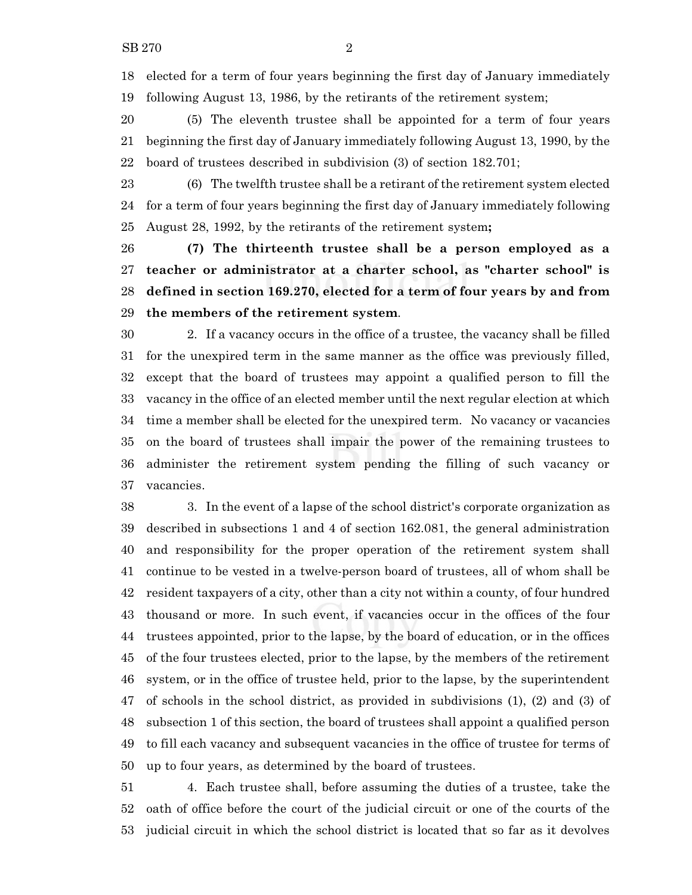elected for a term of four years beginning the first day of January immediately following August 13, 1986, by the retirants of the retirement system;

(5) The eleventh trustee shall be appointed for a term of four years beginning the first day of January immediately following August 13, 1990, by the board of trustees described in subdivision (3) of section 182.701;

(6) The twelfth trustee shall be a retirant of the retirement system elected for a term of four years beginning the first day of January immediately following August 28, 1992, by the retirants of the retirement system**;**

**(7) The thirteenth trustee shall be a person employed as a teacher or administrator at a charter school, as "charter school" is defined in section 169.270, elected for a term of four years by and from the members of the retirement system**.

2. If a vacancy occurs in the office of a trustee, the vacancy shall be filled for the unexpired term in the same manner as the office was previously filled, except that the board of trustees may appoint a qualified person to fill the vacancy in the office of an elected member until the next regular election at which time a member shall be elected for the unexpired term. No vacancy or vacancies on the board of trustees shall impair the power of the remaining trustees to administer the retirement system pending the filling of such vacancy or vacancies.

3. In the event of a lapse of the school district's corporate organization as described in subsections 1 and 4 of section 162.081, the general administration and responsibility for the proper operation of the retirement system shall continue to be vested in a twelve-person board of trustees, all of whom shall be resident taxpayers of a city, other than a city not within a county, of four hundred thousand or more. In such event, if vacancies occur in the offices of the four trustees appointed, prior to the lapse, by the board of education, or in the offices of the four trustees elected, prior to the lapse, by the members of the retirement system, or in the office of trustee held, prior to the lapse, by the superintendent of schools in the school district, as provided in subdivisions (1), (2) and (3) of subsection 1 of this section, the board of trustees shall appoint a qualified person to fill each vacancy and subsequent vacancies in the office of trustee for terms of up to four years, as determined by the board of trustees.

4. Each trustee shall, before assuming the duties of a trustee, take the oath of office before the court of the judicial circuit or one of the courts of the judicial circuit in which the school district is located that so far as it devolves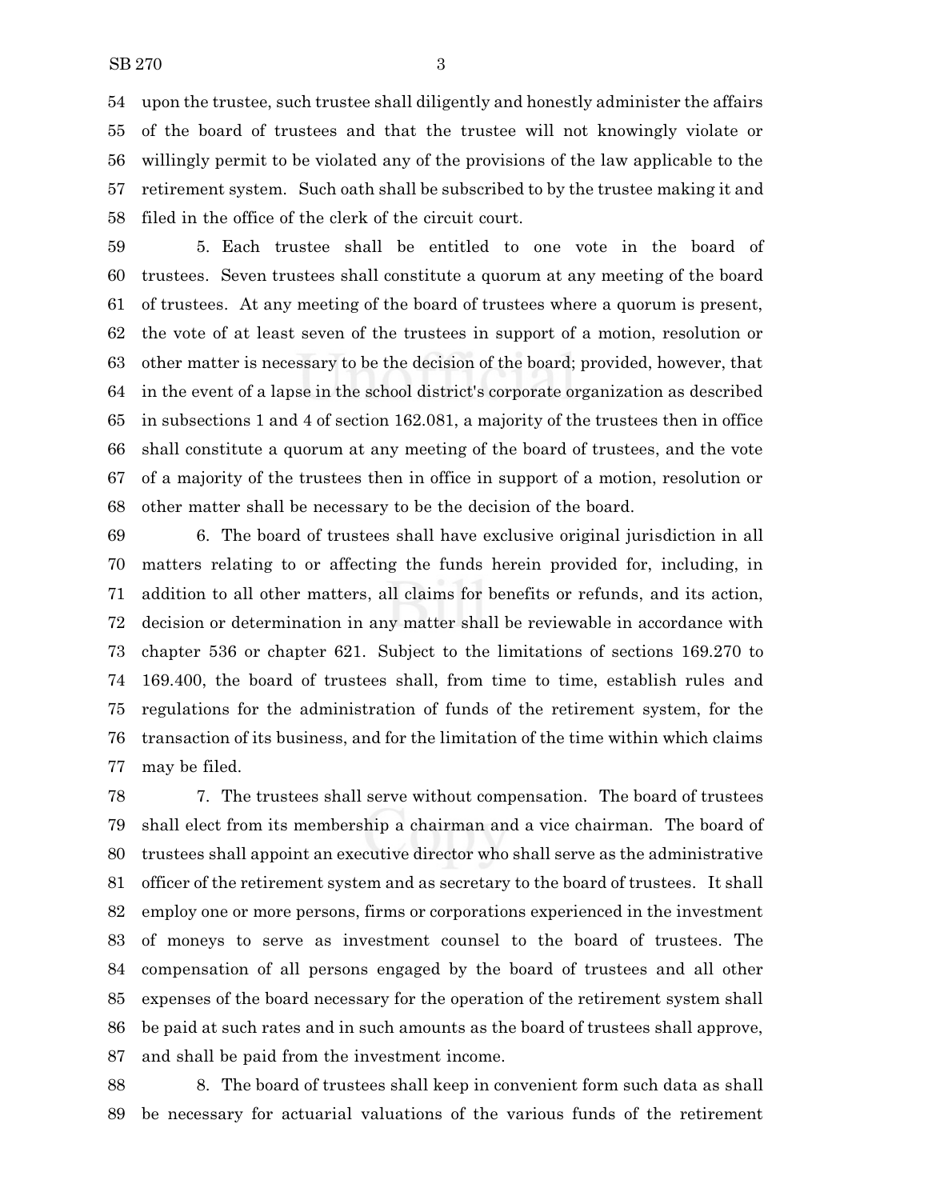upon the trustee, such trustee shall diligently and honestly administer the affairs of the board of trustees and that the trustee will not knowingly violate or willingly permit to be violated any of the provisions of the law applicable to the retirement system. Such oath shall be subscribed to by the trustee making it and filed in the office of the clerk of the circuit court.

5. Each trustee shall be entitled to one vote in the board of trustees. Seven trustees shall constitute a quorum at any meeting of the board of trustees. At any meeting of the board of trustees where a quorum is present, the vote of at least seven of the trustees in support of a motion, resolution or other matter is necessary to be the decision of the board; provided, however, that in the event of a lapse in the school district's corporate organization as described in subsections 1 and 4 of section 162.081, a majority of the trustees then in office shall constitute a quorum at any meeting of the board of trustees, and the vote of a majority of the trustees then in office in support of a motion, resolution or other matter shall be necessary to be the decision of the board.

6. The board of trustees shall have exclusive original jurisdiction in all matters relating to or affecting the funds herein provided for, including, in addition to all other matters, all claims for benefits or refunds, and its action, decision or determination in any matter shall be reviewable in accordance with chapter 536 or chapter 621. Subject to the limitations of sections 169.270 to 169.400, the board of trustees shall, from time to time, establish rules and regulations for the administration of funds of the retirement system, for the transaction of its business, and for the limitation of the time within which claims may be filed.

7. The trustees shall serve without compensation. The board of trustees shall elect from its membership a chairman and a vice chairman. The board of trustees shall appoint an executive director who shall serve as the administrative officer of the retirement system and as secretary to the board of trustees. It shall employ one or more persons, firms or corporations experienced in the investment of moneys to serve as investment counsel to the board of trustees. The compensation of all persons engaged by the board of trustees and all other expenses of the board necessary for the operation of the retirement system shall be paid at such rates and in such amounts as the board of trustees shall approve, and shall be paid from the investment income.

8. The board of trustees shall keep in convenient form such data as shall be necessary for actuarial valuations of the various funds of the retirement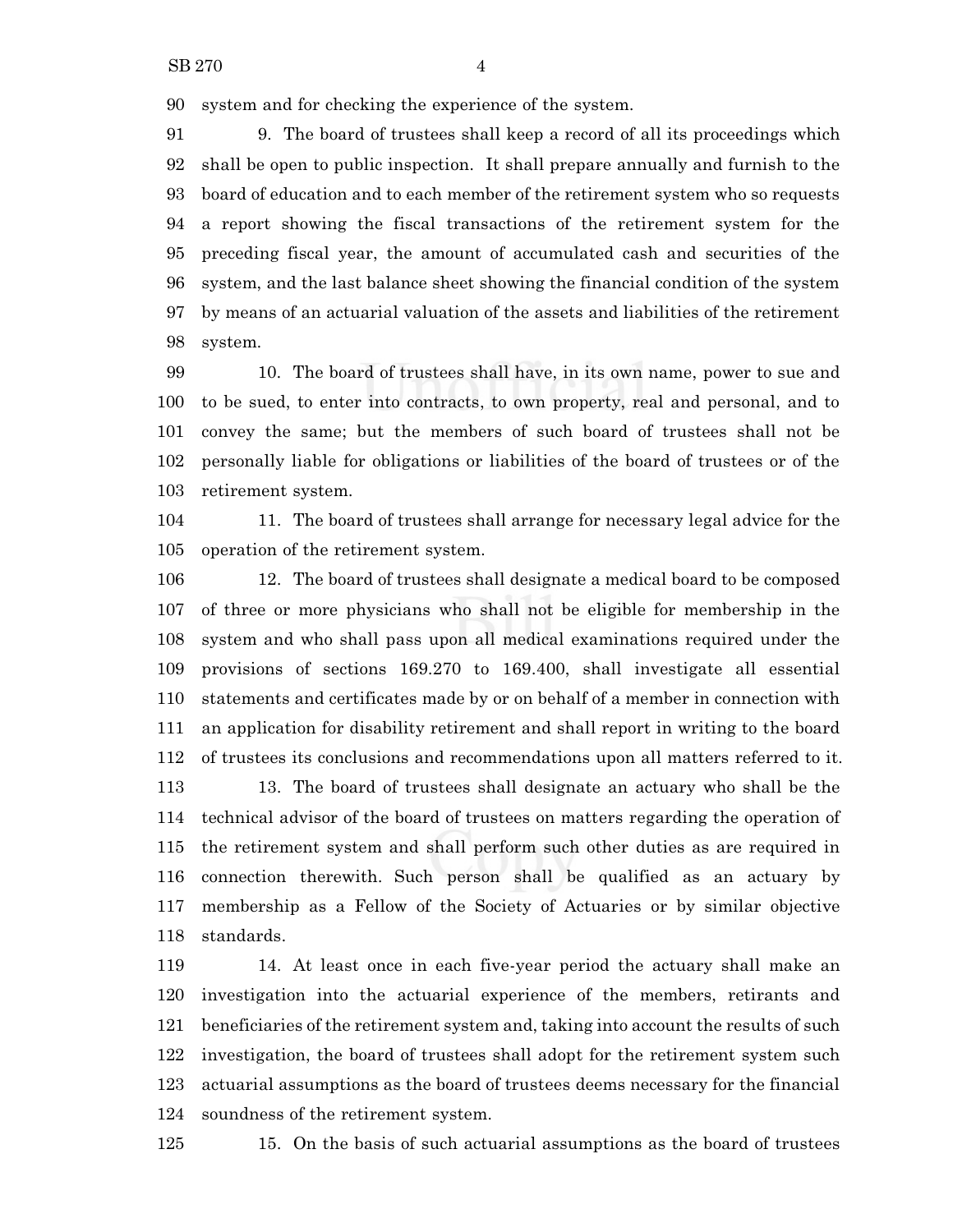system and for checking the experience of the system.

9. The board of trustees shall keep a record of all its proceedings which shall be open to public inspection. It shall prepare annually and furnish to the board of education and to each member of the retirement system who so requests a report showing the fiscal transactions of the retirement system for the preceding fiscal year, the amount of accumulated cash and securities of the system, and the last balance sheet showing the financial condition of the system by means of an actuarial valuation of the assets and liabilities of the retirement system.

10. The board of trustees shall have, in its own name, power to sue and to be sued, to enter into contracts, to own property, real and personal, and to convey the same; but the members of such board of trustees shall not be personally liable for obligations or liabilities of the board of trustees or of the retirement system.

11. The board of trustees shall arrange for necessary legal advice for the operation of the retirement system.

12. The board of trustees shall designate a medical board to be composed of three or more physicians who shall not be eligible for membership in the system and who shall pass upon all medical examinations required under the provisions of sections 169.270 to 169.400, shall investigate all essential statements and certificates made by or on behalf of a member in connection with an application for disability retirement and shall report in writing to the board of trustees its conclusions and recommendations upon all matters referred to it.

13. The board of trustees shall designate an actuary who shall be the technical advisor of the board of trustees on matters regarding the operation of the retirement system and shall perform such other duties as are required in connection therewith. Such person shall be qualified as an actuary by membership as a Fellow of the Society of Actuaries or by similar objective standards.

14. At least once in each five-year period the actuary shall make an investigation into the actuarial experience of the members, retirants and beneficiaries of the retirement system and, taking into account the results of such investigation, the board of trustees shall adopt for the retirement system such actuarial assumptions as the board of trustees deems necessary for the financial soundness of the retirement system.

15. On the basis of such actuarial assumptions as the board of trustees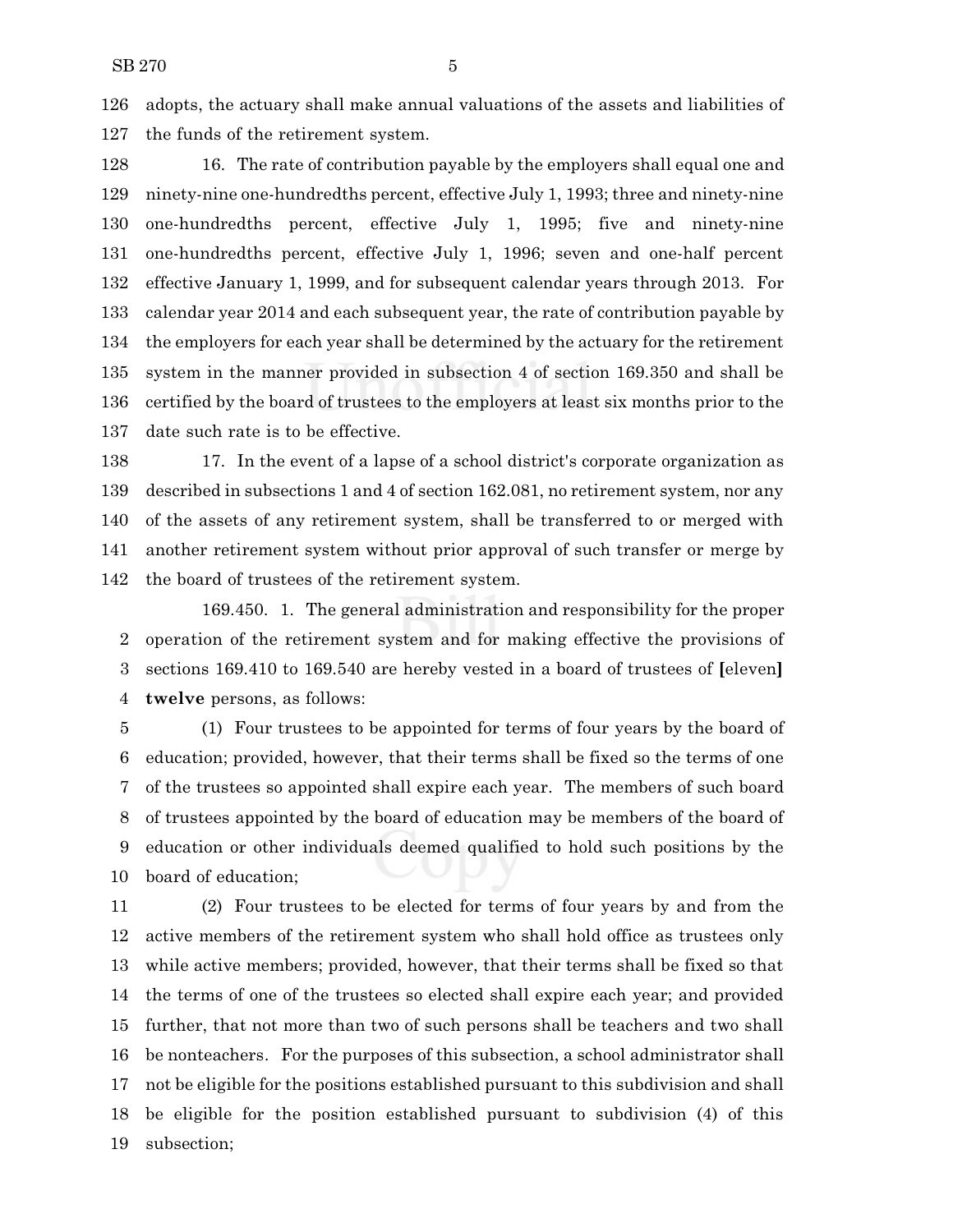adopts, the actuary shall make annual valuations of the assets and liabilities of the funds of the retirement system.

16. The rate of contribution payable by the employers shall equal one and ninety-nine one-hundredths percent, effective July 1, 1993; three and ninety-nine one-hundredths percent, effective July 1, 1995; five and ninety-nine one-hundredths percent, effective July 1, 1996; seven and one-half percent effective January 1, 1999, and for subsequent calendar years through 2013. For calendar year 2014 and each subsequent year, the rate of contribution payable by the employers for each year shall be determined by the actuary for the retirement system in the manner provided in subsection 4 of section 169.350 and shall be certified by the board of trustees to the employers at least six months prior to the date such rate is to be effective.

17. In the event of a lapse of a school district's corporate organization as described in subsections 1 and 4 of section 162.081, no retirement system, nor any of the assets of any retirement system, shall be transferred to or merged with another retirement system without prior approval of such transfer or merge by the board of trustees of the retirement system.

169.450. 1. The general administration and responsibility for the proper operation of the retirement system and for making effective the provisions of sections 169.410 to 169.540 are hereby vested in a board of trustees of [eleven] **twelve** persons, as follows:

(1) Four trustees to be appointed for terms of four years by the board of education; provided, however, that their terms shall be fixed so the terms of one of the trustees so appointed shall expire each year. The members of such board of trustees appointed by the board of education may be members of the board of education or other individuals deemed qualified to hold such positions by the board of education;

(2) Four trustees to be elected for terms of four years by and from the active members of the retirement system who shall hold office as trustees only while active members; provided, however, that their terms shall be fixed so that the terms of one of the trustees so elected shall expire each year; and provided further, that not more than two of such persons shall be teachers and two shall be nonteachers. For the purposes of this subsection, a school administrator shall not be eligible for the positions established pursuant to this subdivision and shall be eligible for the position established pursuant to subdivision (4) of this subsection;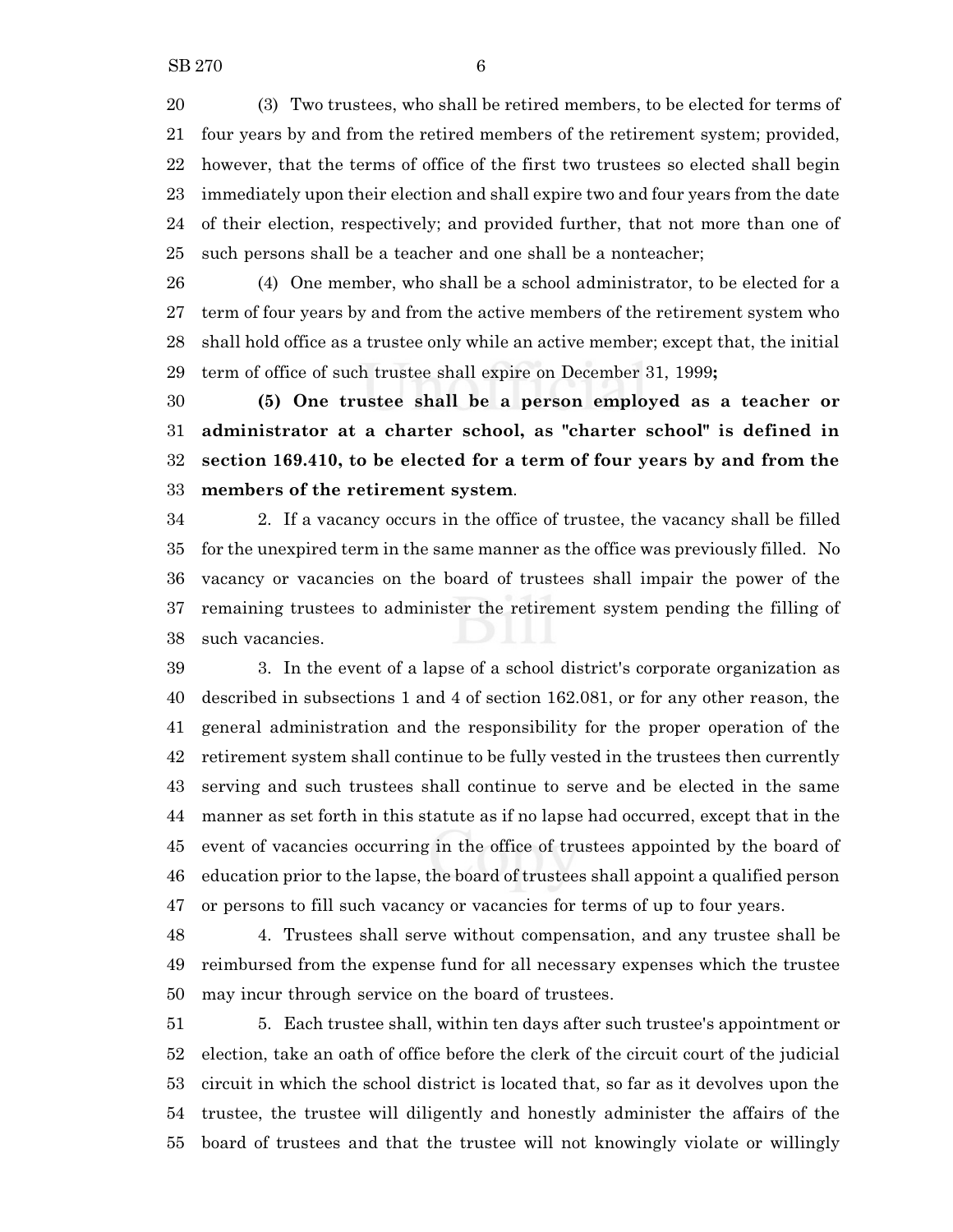(3) Two trustees, who shall be retired members, to be elected for terms of four years by and from the retired members of the retirement system; provided, however, that the terms of office of the first two trustees so elected shall begin immediately upon their election and shall expire two and four years from the date of their election, respectively; and provided further, that not more than one of such persons shall be a teacher and one shall be a nonteacher;

(4) One member, who shall be a school administrator, to be elected for a term of four years by and from the active members of the retirement system who shall hold office as a trustee only while an active member; except that, the initial term of office of such trustee shall expire on December 31, 1999**;**

**(5) One trustee shall be a person employed as a teacher or administrator at a charter school, as "charter school" is defined in section 169.410, to be elected for a term of four years by and from the members of the retirement system**.

2. If a vacancy occurs in the office of trustee, the vacancy shall be filled for the unexpired term in the same manner as the office was previously filled. No vacancy or vacancies on the board of trustees shall impair the power of the remaining trustees to administer the retirement system pending the filling of such vacancies.

3. In the event of a lapse of a school district's corporate organization as described in subsections 1 and 4 of section 162.081, or for any other reason, the general administration and the responsibility for the proper operation of the retirement system shall continue to be fully vested in the trustees then currently serving and such trustees shall continue to serve and be elected in the same manner as set forth in this statute as if no lapse had occurred, except that in the event of vacancies occurring in the office of trustees appointed by the board of education prior to the lapse, the board of trustees shall appoint a qualified person or persons to fill such vacancy or vacancies for terms of up to four years.

4. Trustees shall serve without compensation, and any trustee shall be reimbursed from the expense fund for all necessary expenses which the trustee may incur through service on the board of trustees.

5. Each trustee shall, within ten days after such trustee's appointment or election, take an oath of office before the clerk of the circuit court of the judicial circuit in which the school district is located that, so far as it devolves upon the trustee, the trustee will diligently and honestly administer the affairs of the board of trustees and that the trustee will not knowingly violate or willingly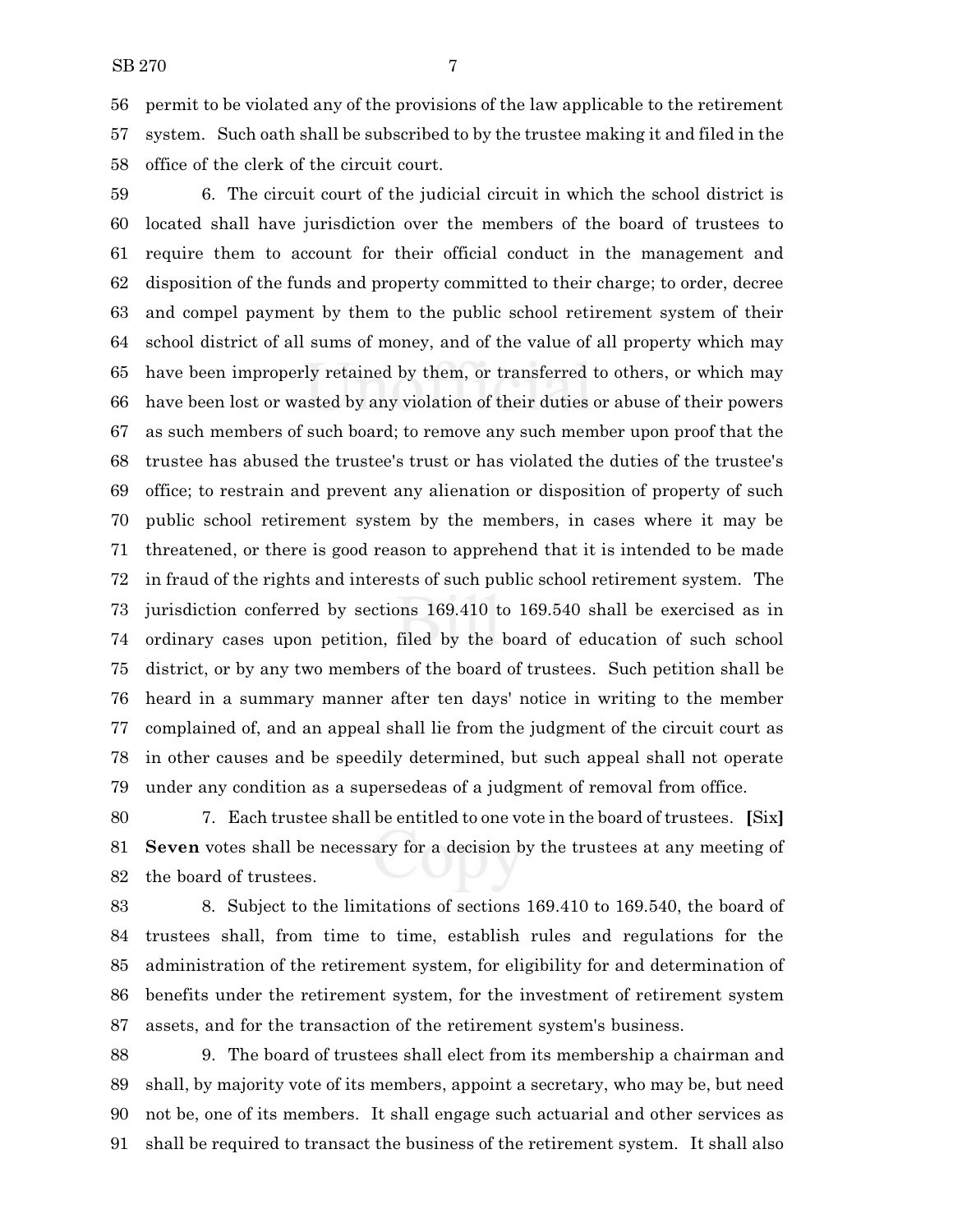56 permit to be violated any of the provisions of the law applicable to the retirement
57 system. Such oath shall be subscribed to by the trustee making it and filed in the
58 office of the clerk of the circuit court.

59 6. The circuit court of the judicial circuit in which the school district is
60 located shall have jurisdiction over the members of the board of trustees to
61 require them to account for their official conduct in the management and
62 disposition of the funds and property committed to their charge; to order, decree
63 and compel payment by them to the public school retirement system of their
64 school district of all sums of money, and of the value of all property which may
65 have been improperly retained by them, or transferred to others, or which may
66 have been lost or wasted by any violation of their duties or abuse of their powers
67 as such members of such board; to remove any such member upon proof that the
68 trustee has abused the trustee's trust or has violated the duties of the trustee's
69 office; to restrain and prevent any alienation or disposition of property of such
70 public school retirement system by the members, in cases where it may be
71 threatened, or there is good reason to apprehend that it is intended to be made
72 in fraud of the rights and interests of such public school retirement system. The
73 jurisdiction conferred by sections 169.410 to 169.540 shall be exercised as in
74 ordinary cases upon petition, filed by the board of education of such school
75 district, or by any two members of the board of trustees. Such petition shall be
76 heard in a summary manner after ten days' notice in writing to the member
77 complained of, and an appeal shall lie from the judgment of the circuit court as
78 in other causes and be speedily determined, but such appeal shall not operate
79 under any condition as a supersedeas of a judgment of removal from office.

80 7. Each trustee shall be entitled to one vote in the board of trustees. **[**Six**]**
81 **Seven** votes shall be necessary for a decision by the trustees at any meeting of
82 the board of trustees.

83 8. Subject to the limitations of sections 169.410 to 169.540, the board of
84 trustees shall, from time to time, establish rules and regulations for the
85 administration of the retirement system, for eligibility for and determination of
86 benefits under the retirement system, for the investment of retirement system
87 assets, and for the transaction of the retirement system's business.

88 9. The board of trustees shall elect from its membership a chairman and
89 shall, by majority vote of its members, appoint a secretary, who may be, but need
90 not be, one of its members. It shall engage such actuarial and other services as
91 shall be required to transact the business of the retirement system. It shall also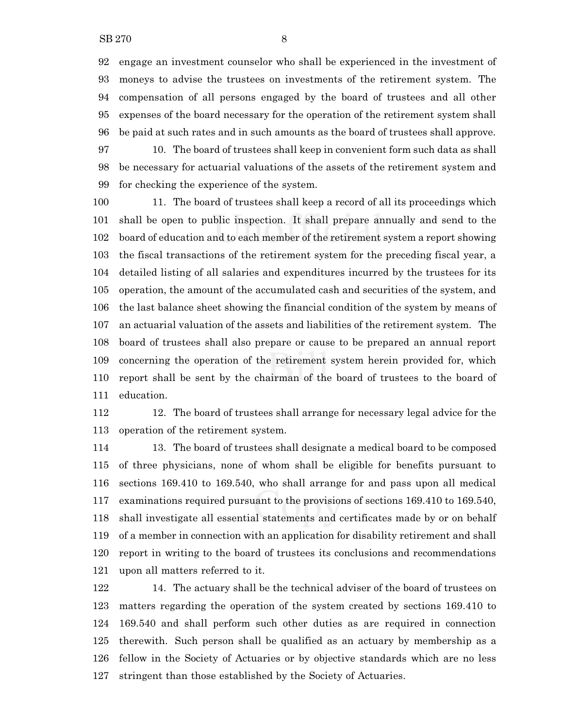engage an investment counselor who shall be experienced in the investment of moneys to advise the trustees on investments of the retirement system. The compensation of all persons engaged by the board of trustees and all other expenses of the board necessary for the operation of the retirement system shall be paid at such rates and in such amounts as the board of trustees shall approve.

10. The board of trustees shall keep in convenient form such data as shall be necessary for actuarial valuations of the assets of the retirement system and for checking the experience of the system.

11. The board of trustees shall keep a record of all its proceedings which shall be open to public inspection. It shall prepare annually and send to the board of education and to each member of the retirement system a report showing the fiscal transactions of the retirement system for the preceding fiscal year, a detailed listing of all salaries and expenditures incurred by the trustees for its operation, the amount of the accumulated cash and securities of the system, and the last balance sheet showing the financial condition of the system by means of an actuarial valuation of the assets and liabilities of the retirement system. The board of trustees shall also prepare or cause to be prepared an annual report concerning the operation of the retirement system herein provided for, which report shall be sent by the chairman of the board of trustees to the board of education.

12. The board of trustees shall arrange for necessary legal advice for the operation of the retirement system.

13. The board of trustees shall designate a medical board to be composed of three physicians, none of whom shall be eligible for benefits pursuant to sections 169.410 to 169.540, who shall arrange for and pass upon all medical examinations required pursuant to the provisions of sections 169.410 to 169.540, shall investigate all essential statements and certificates made by or on behalf of a member in connection with an application for disability retirement and shall report in writing to the board of trustees its conclusions and recommendations upon all matters referred to it.

14. The actuary shall be the technical adviser of the board of trustees on matters regarding the operation of the system created by sections 169.410 to 169.540 and shall perform such other duties as are required in connection therewith. Such person shall be qualified as an actuary by membership as a fellow in the Society of Actuaries or by objective standards which are no less stringent than those established by the Society of Actuaries.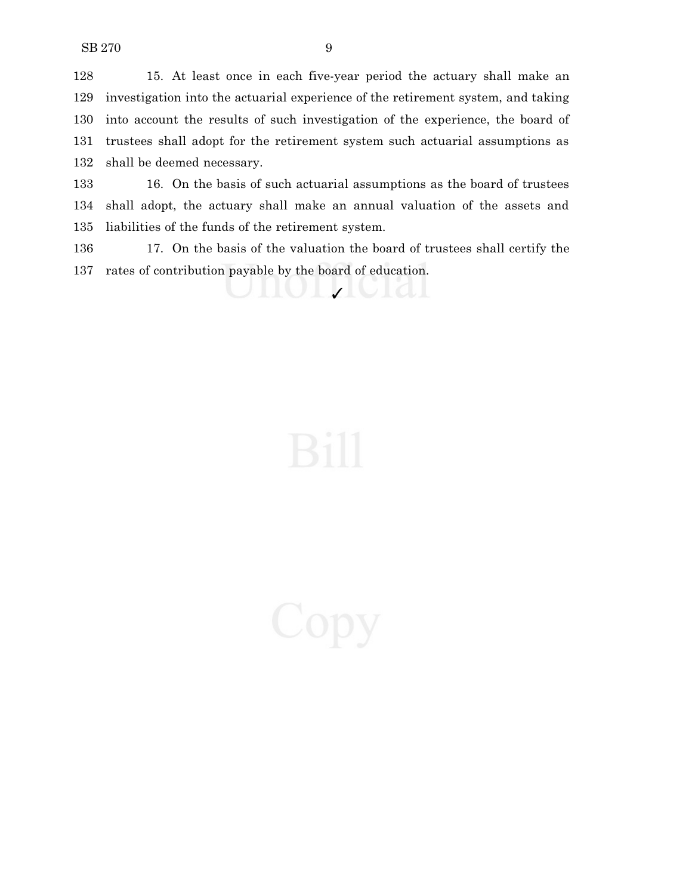15. At least once in each five-year period the actuary shall make an investigation into the actuarial experience of the retirement system, and taking into account the results of such investigation of the experience, the board of trustees shall adopt for the retirement system such actuarial assumptions as shall be deemed necessary.

16. On the basis of such actuarial assumptions as the board of trustees shall adopt, the actuary shall make an annual valuation of the assets and liabilities of the funds of the retirement system.

17. On the basis of the valuation the board of trustees shall certify the rates of contribution payable by the board of education.

✓